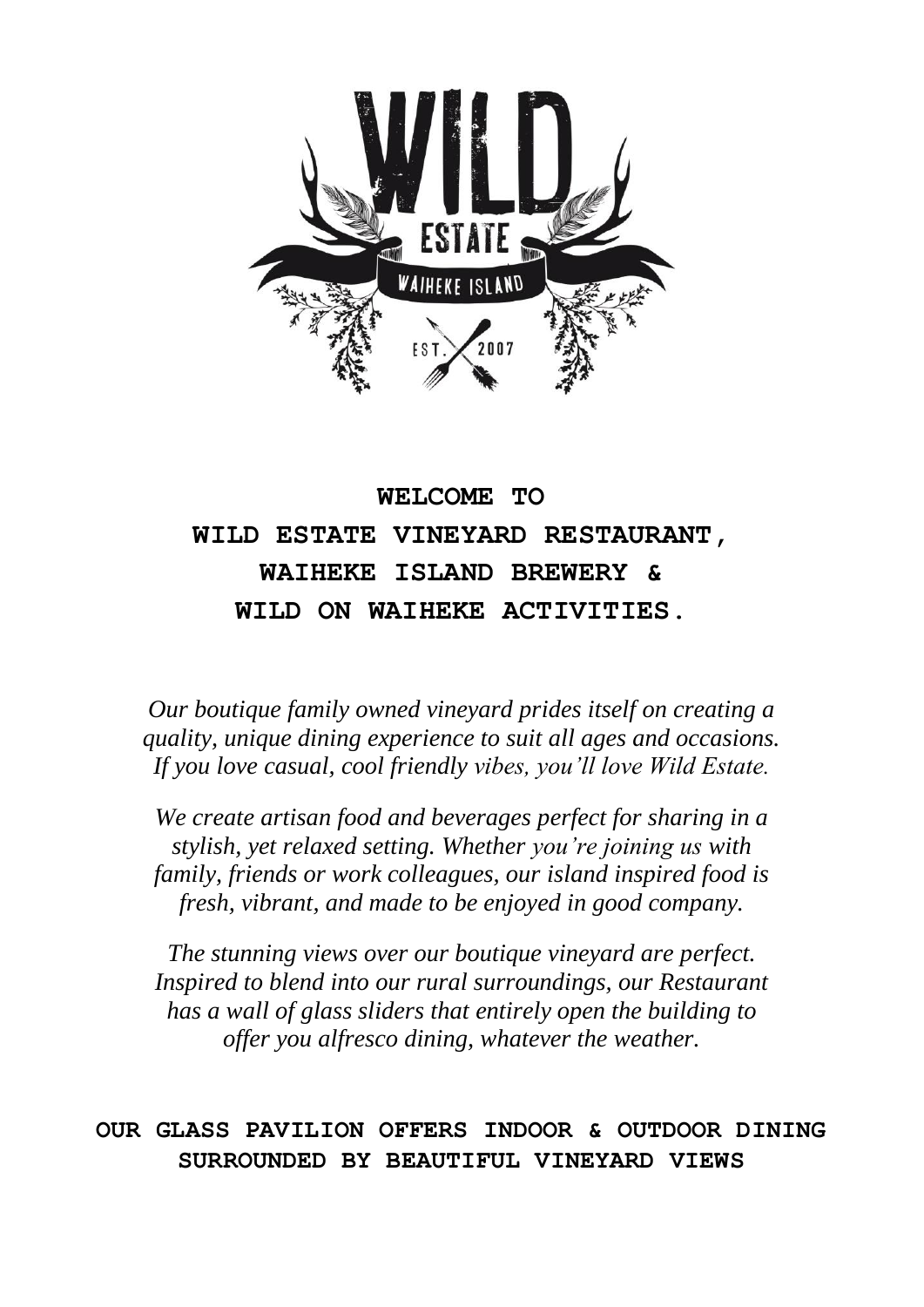# WELCOME TO
# WILD ESTATE VINEYARD RESTAURANT,
# WAIHEKE ISLAND BREWERY &
# WILD ON WAIHEKE ACTIVITIES.

*Our boutique family owned vineyard prides itself on creating a quality, unique dining experience to suit all ages and occasions. If you love casual, cool friendly vibes, you'll love Wild Estate.*

*We create artisan food and beverages perfect for sharing in a stylish, yet relaxed setting. Whether you're joining us with family, friends or work colleagues, our island inspired food is fresh, vibrant, and made to be enjoyed in good company.*

*The stunning views over our boutique vineyard are perfect. Inspired to blend into our rural surroundings, our Restaurant has a wall of glass sliders that entirely open the building to offer you alfresco dining, whatever the weather.*

**OUR GLASS PAVILION OFFERS INDOOR & OUTDOOR DINING SURROUNDED BY BEAUTIFUL VINEYARD VIEWS**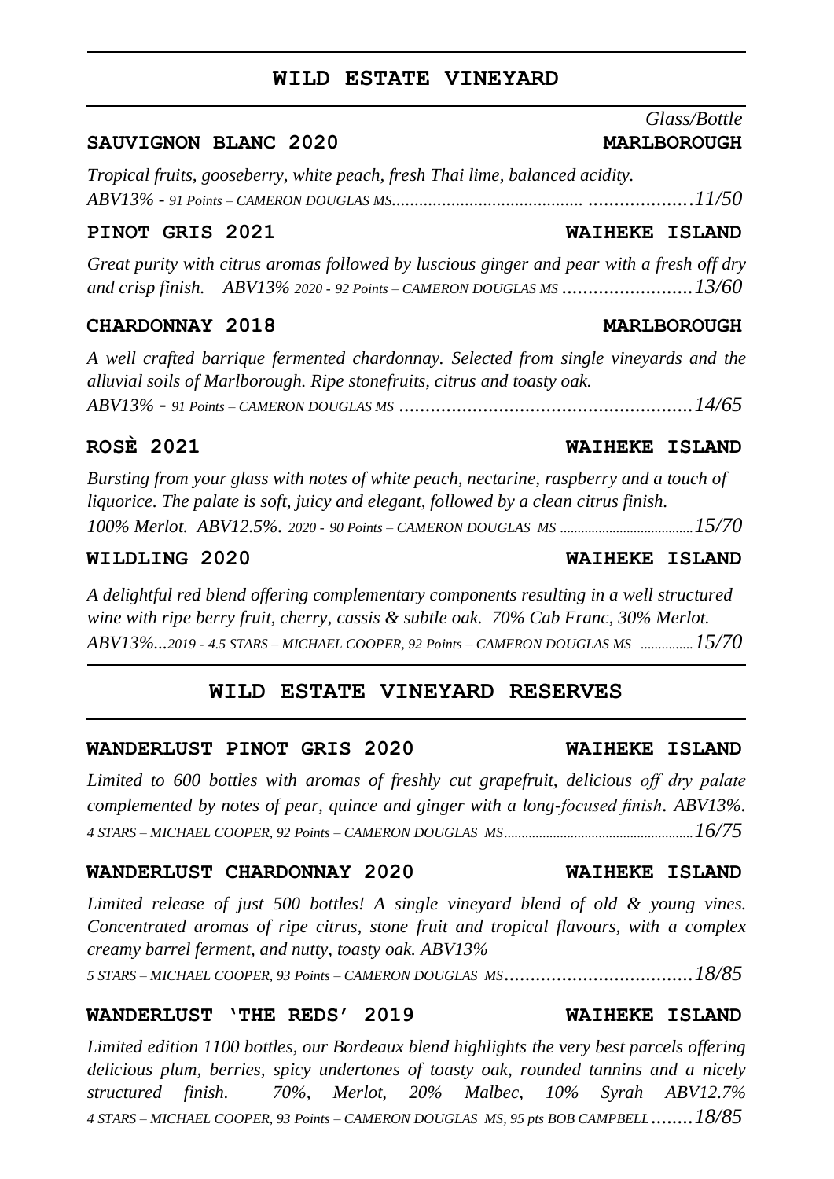## WILD ESTATE VINEYARD

*Glass/Bottle*

**SAUVIGNON BLANC 2020** **MARLBOROUGH**

*Tropical fruits, gooseberry, white peach, fresh Thai lime, balanced acidity.*
*ABV13% - 91 Points – CAMERON DOUGLAS MS........................................... ...................11/50*

**PINOT GRIS 2021** **WAIHEKE ISLAND**

*Great purity with citrus aromas followed by luscious ginger and pear with a fresh off dry and crisp finish. ABV13% 2020 - 92 Points – CAMERON DOUGLAS MS .........................13/60*

**CHARDONNAY 2018** **MARLBOROUGH**

*A well crafted barrique fermented chardonnay. Selected from single vineyards and the alluvial soils of Marlborough. Ripe stonefruits, citrus and toasty oak.*
*ABV13% - 91 Points – CAMERON DOUGLAS MS ........................................................14/65*

**ROSÈ 2021** **WAIHEKE ISLAND**

*Bursting from your glass with notes of white peach, nectarine, raspberry and a touch of liquorice. The palate is soft, juicy and elegant, followed by a clean citrus finish.*
*100% Merlot. ABV12.5%. 2020 - 90 Points – CAMERON DOUGLAS MS .....................................15/70*

**WILDLING 2020** **WAIHEKE ISLAND**

*A delightful red blend offering complementary components resulting in a well structured wine with ripe berry fruit, cherry, cassis & subtle oak. 70% Cab Franc, 30% Merlot.*
*ABV13%...2019 - 4.5 STARS – MICHAEL COOPER, 92 Points – CAMERON DOUGLAS MS ..............15/70*

## WILD ESTATE VINEYARD RESERVES

**WANDERLUST PINOT GRIS 2020** **WAIHEKE ISLAND**

*Limited to 600 bottles with aromas of freshly cut grapefruit, delicious off dry palate complemented by notes of pear, quince and ginger with a long-focused finish. ABV13%.*
*4 STARS – MICHAEL COOPER, 92 Points – CAMERON DOUGLAS MS.....................................................16/75*

**WANDERLUST CHARDONNAY 2020** **WAIHEKE ISLAND**

*Limited release of just 500 bottles! A single vineyard blend of old & young vines. Concentrated aromas of ripe citrus, stone fruit and tropical flavours, with a complex creamy barrel ferment, and nutty, toasty oak. ABV13%*
*5 STARS – MICHAEL COOPER, 93 Points – CAMERON DOUGLAS MS....................................18/85*

**WANDERLUST 'THE REDS' 2019** **WAIHEKE ISLAND**

*Limited edition 1100 bottles, our Bordeaux blend highlights the very best parcels offering delicious plum, berries, spicy undertones of toasty oak, rounded tannins and a nicely structured finish. 70%, Merlot, 20% Malbec, 10% Syrah ABV12.7%*
*4 STARS – MICHAEL COOPER, 93 Points – CAMERON DOUGLAS MS, 95 pts BOB CAMPBELL........18/85*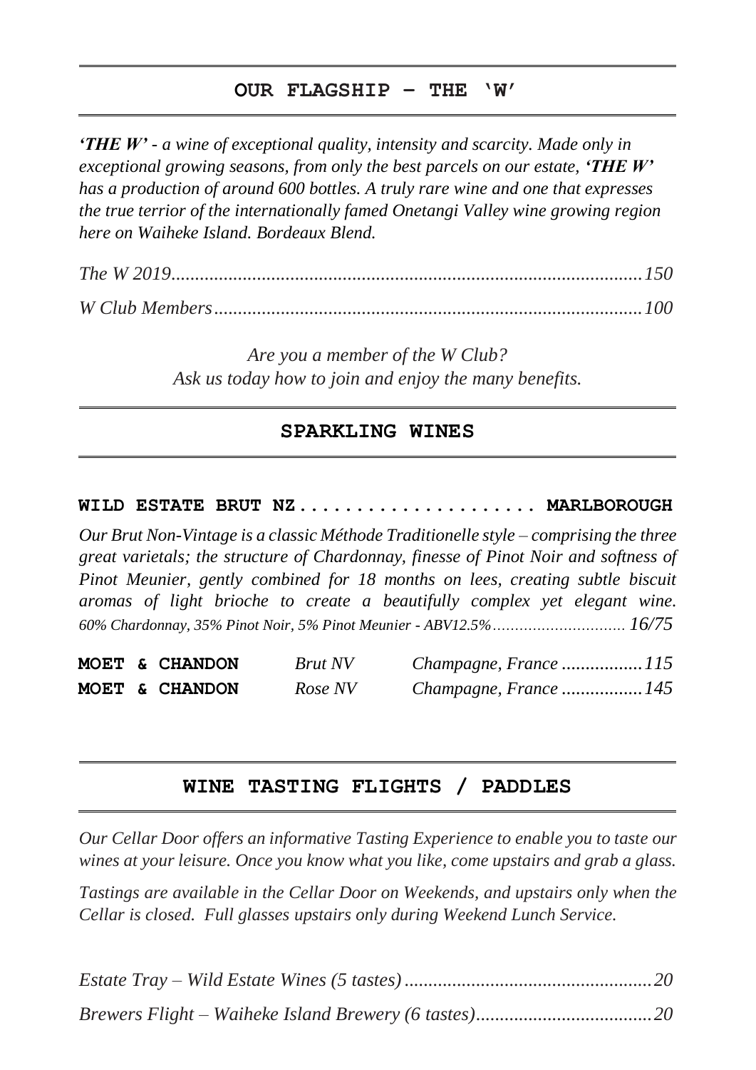## OUR FLAGSHIP – THE 'W'

*'**THE W**' - a wine of exceptional quality, intensity and scarcity. Made only in exceptional growing seasons, from only the best parcels on our estate, '**THE W**' has a production of around 600 bottles. A truly rare wine and one that expresses the true terrior of the internationally famed Onetangi Valley wine growing region here on Waiheke Island. Bordeaux Blend.*

*The W 2019......................................................................................................150*

*W Club Members..............................................................................................100*

*Are you a member of the W Club?*
*Ask us today how to join and enjoy the many benefits.*

## SPARKLING WINES

**WILD ESTATE BRUT NZ..................... MARLBOROUGH**

*Our Brut Non-Vintage is a classic Méthode Traditionelle style – comprising the three great varietals; the structure of Chardonnay, finesse of Pinot Noir and softness of Pinot Meunier, gently combined for 18 months on lees, creating subtle biscuit aromas of light brioche to create a beautifully complex yet elegant wine. 60% Chardonnay, 35% Pinot Noir, 5% Pinot Meunier - ABV12.5%.............................. 16/75*

| | | |
|---|---|---|
| **MOET & CHANDON** | *Brut NV* | *Champagne, France .................115* |
| **MOET & CHANDON** | *Rose NV* | *Champagne, France .................145* |

## WINE TASTING FLIGHTS / PADDLES

*Our Cellar Door offers an informative Tasting Experience to enable you to taste our wines at your leisure. Once you know what you like, come upstairs and grab a glass.*

*Tastings are available in the Cellar Door on Weekends, and upstairs only when the Cellar is closed. Full glasses upstairs only during Weekend Lunch Service.*

*Estate Tray – Wild Estate Wines (5 tastes) ....................................................20*

*Brewers Flight – Waiheke Island Brewery (6 tastes).....................................20*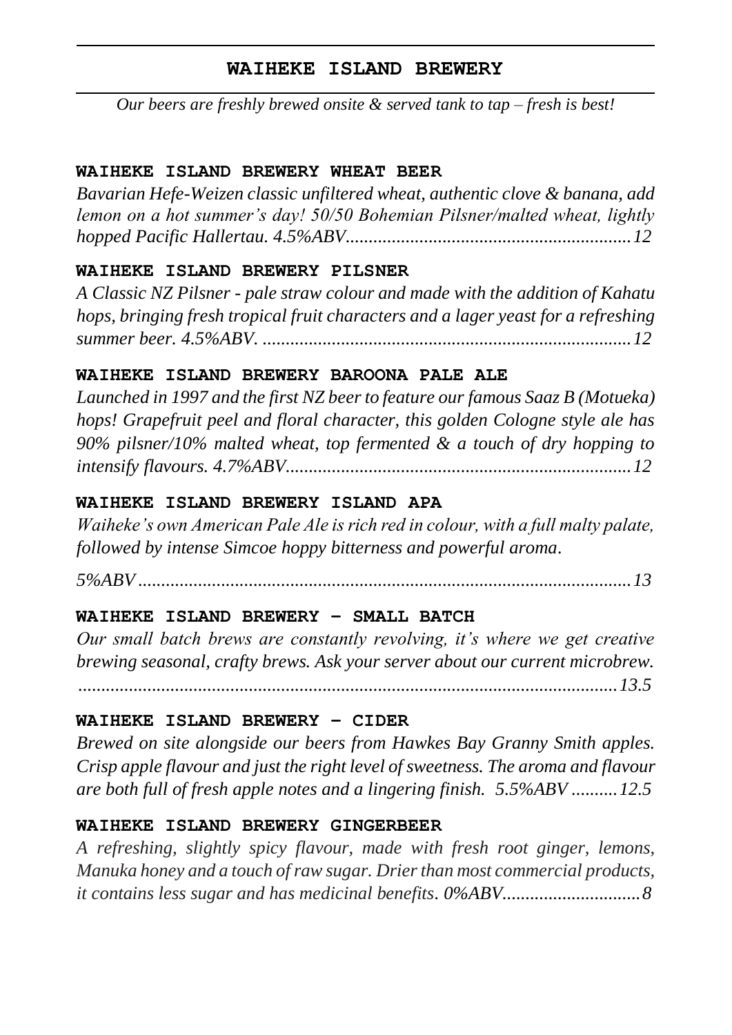## WAIHEKE ISLAND BREWERY

*Our beers are freshly brewed onsite & served tank to tap – fresh is best!*

**WAIHEKE ISLAND BREWERY WHEAT BEER**

*Bavarian Hefe-Weizen classic unfiltered wheat, authentic clove & banana, add lemon on a hot summer's day! 50/50 Bohemian Pilsner/malted wheat, lightly hopped Pacific Hallertau. 4.5%ABV..............................................................12*

**WAIHEKE ISLAND BREWERY PILSNER**

*A Classic NZ Pilsner - pale straw colour and made with the addition of Kahatu hops, bringing fresh tropical fruit characters and a lager yeast for a refreshing summer beer. 4.5%ABV. ...............................................................................12*

**WAIHEKE ISLAND BREWERY BAROONA PALE ALE**

*Launched in 1997 and the first NZ beer to feature our famous Saaz B (Motueka) hops! Grapefruit peel and floral character, this golden Cologne style ale has 90% pilsner/10% malted wheat, top fermented & a touch of dry hopping to intensify flavours. 4.7%ABV...........................................................................12*

**WAIHEKE ISLAND BREWERY ISLAND APA**

*Waiheke's own American Pale Ale is rich red in colour, with a full malty palate, followed by intense Simcoe hoppy bitterness and powerful aroma.*

*5%ABV ..........................................................................................................13*

**WAIHEKE ISLAND BREWERY – SMALL BATCH**

*Our small batch brews are constantly revolving, it's where we get creative brewing seasonal, crafty brews. Ask your server about our current microbrew. ....................................................................................................................13.5*

**WAIHEKE ISLAND BREWERY – CIDER**

*Brewed on site alongside our beers from Hawkes Bay Granny Smith apples. Crisp apple flavour and just the right level of sweetness. The aroma and flavour are both full of fresh apple notes and a lingering finish. 5.5%ABV ..........12.5*

**WAIHEKE ISLAND BREWERY GINGERBEER**

*A refreshing, slightly spicy flavour, made with fresh root ginger, lemons, Manuka honey and a touch of raw sugar. Drier than most commercial products, it contains less sugar and has medicinal benefits. 0%ABV..............................8*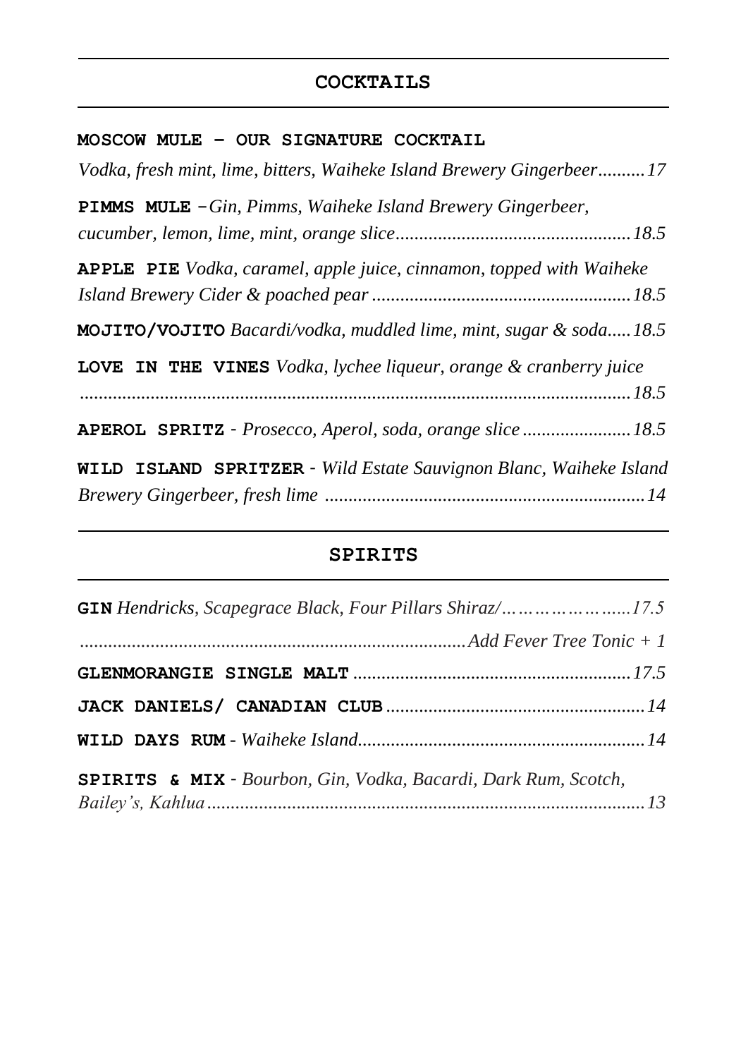## COCKTAILS

**MOSCOW MULE – OUR SIGNATURE COCKTAIL**
*Vodka, fresh mint, lime, bitters, Waiheke Island Brewery Gingerbeer..........17*

**PIMMS MULE** -*Gin, Pimms, Waiheke Island Brewery Gingerbeer, cucumber, lemon, lime, mint, orange slice.................................................18.5*

**APPLE PIE** *Vodka, caramel, apple juice, cinnamon, topped with Waiheke Island Brewery Cider & poached pear ......................................................18.5*

**MOJITO/VOJITO** *Bacardi/vodka, muddled lime, mint, sugar & soda.....18.5*

**LOVE IN THE VINES** *Vodka, lychee liqueur, orange & cranberry juice ...................................................................................................................18.5*

**APEROL SPRITZ** - *Prosecco, Aperol, soda, orange slice .......................18.5*

**WILD ISLAND SPRITZER** - *Wild Estate Sauvignon Blanc, Waiheke Island Brewery Gingerbeer, fresh lime ...................................................................14*

## SPIRITS

**GIN** *Hendricks, Scapegrace Black, Four Pillars Shiraz/…………………......17.5*
*.................................................................................Add Fever Tree Tonic + 1*

**GLENMORANGIE SINGLE MALT** *..........................................................17.5*

**JACK DANIELS/ CANADIAN CLUB** *......................................................14*

**WILD DAYS RUM** - *Waiheke Island............................................................14*

**SPIRITS & MIX** - *Bourbon, Gin, Vodka, Bacardi, Dark Rum, Scotch, Bailey's, Kahlua.............................................................................................13*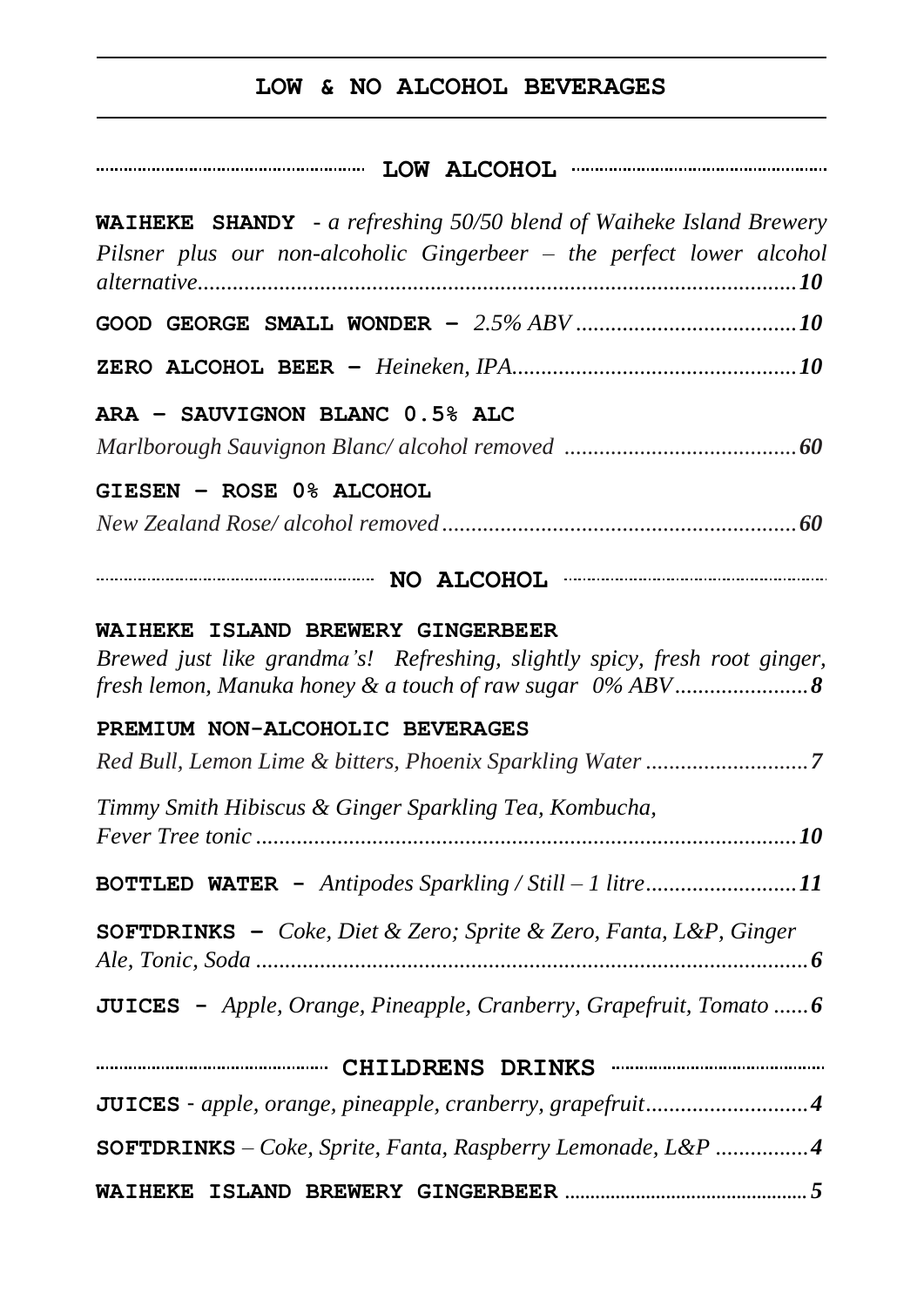## LOW & NO ALCOHOL BEVERAGES

### LOW ALCOHOL

**WAIHEKE SHANDY** - *a refreshing 50/50 blend of Waiheke Island Brewery Pilsner plus our non-alcoholic Gingerbeer – the perfect lower alcohol alternative*....................................................................................................***10***

**GOOD GEORGE SMALL WONDER –** *2.5% ABV*......................................***10***

**ZERO ALCOHOL BEER –** *Heineken, IPA*................................................***10***

**ARA – SAUVIGNON BLANC 0.5% ALC**

*Marlborough Sauvignon Blanc/ alcohol removed* ........................................***60***

**GIESEN – ROSE 0% ALCOHOL**

*New Zealand Rose/ alcohol removed*............................................................***60***

### NO ALCOHOL

**WAIHEKE ISLAND BREWERY GINGERBEER**

*Brewed just like grandma's! Refreshing, slightly spicy, fresh root ginger, fresh lemon, Manuka honey & a touch of raw sugar 0% ABV*.......................***8***

**PREMIUM NON-ALCOHOLIC BEVERAGES**

*Red Bull, Lemon Lime & bitters, Phoenix Sparkling Water* ............................***7***

*Timmy Smith Hibiscus & Ginger Sparkling Tea, Kombucha, Fever Tree tonic* ..........................................................................................***10***

**BOTTLED WATER -** *Antipodes Sparkling / Still – 1 litre*..........................***11***

**SOFTDRINKS –** *Coke, Diet & Zero; Sprite & Zero, Fanta, L&P, Ginger Ale, Tonic, Soda* ...............................................................................................***6***

**JUICES -** *Apple, Orange, Pineapple, Cranberry, Grapefruit, Tomato* ......***6***

### CHILDRENS DRINKS

**JUICES** - *apple, orange, pineapple, cranberry, grapefruit*............................***4***

**SOFTDRINKS** – *Coke, Sprite, Fanta, Raspberry Lemonade, L&P* ................***4***

**WAIHEKE ISLAND BREWERY GINGERBEER** ...............................................***5***